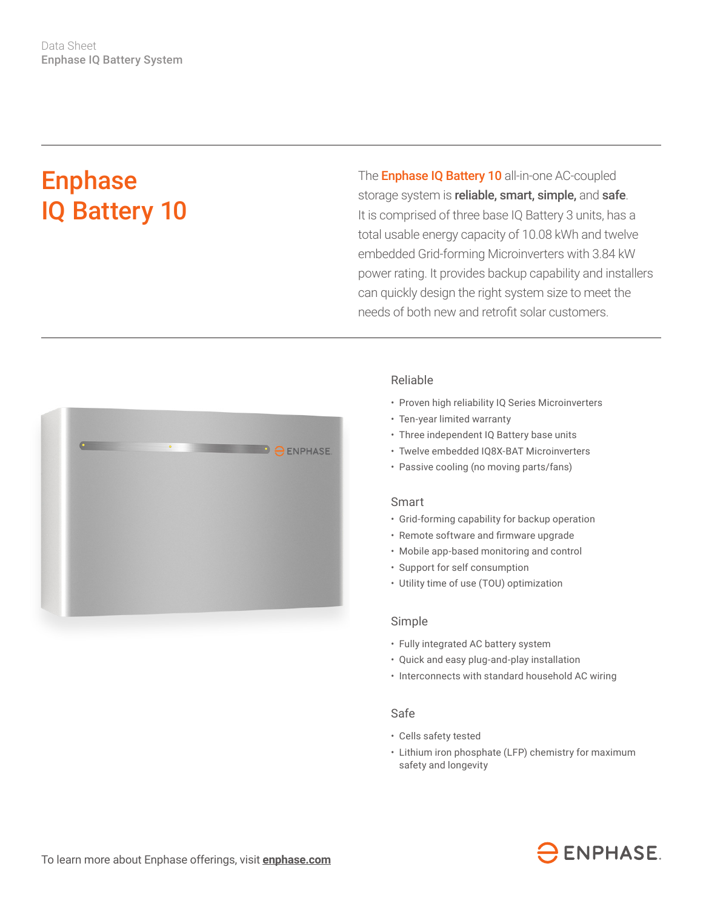Data Sheet
Enphase IQ Battery System

# Enphase IQ Battery 10

The **Enphase IQ Battery 10** all-in-one AC-coupled storage system is **reliable, smart, simple,** and **safe**. It is comprised of three base IQ Battery 3 units, has a total usable energy capacity of 10.08 kWh and twelve embedded Grid-forming Microinverters with 3.84 kW power rating. It provides backup capability and installers can quickly design the right system size to meet the needs of both new and retrofit solar customers.

## Reliable

- Proven high reliability IQ Series Microinverters
- Ten-year limited warranty
- Three independent IQ Battery base units
- Twelve embedded IQ8X-BAT Microinverters
- Passive cooling (no moving parts/fans)

## Smart

- Grid-forming capability for backup operation
- Remote software and firmware upgrade
- Mobile app-based monitoring and control
- Support for self consumption
- Utility time of use (TOU) optimization

## Simple

- Fully integrated AC battery system
- Quick and easy plug-and-play installation
- Interconnects with standard household AC wiring

## Safe

- Cells safety tested
- Lithium iron phosphate (LFP) chemistry for maximum safety and longevity

To learn more about Enphase offerings, visit **enphase.com**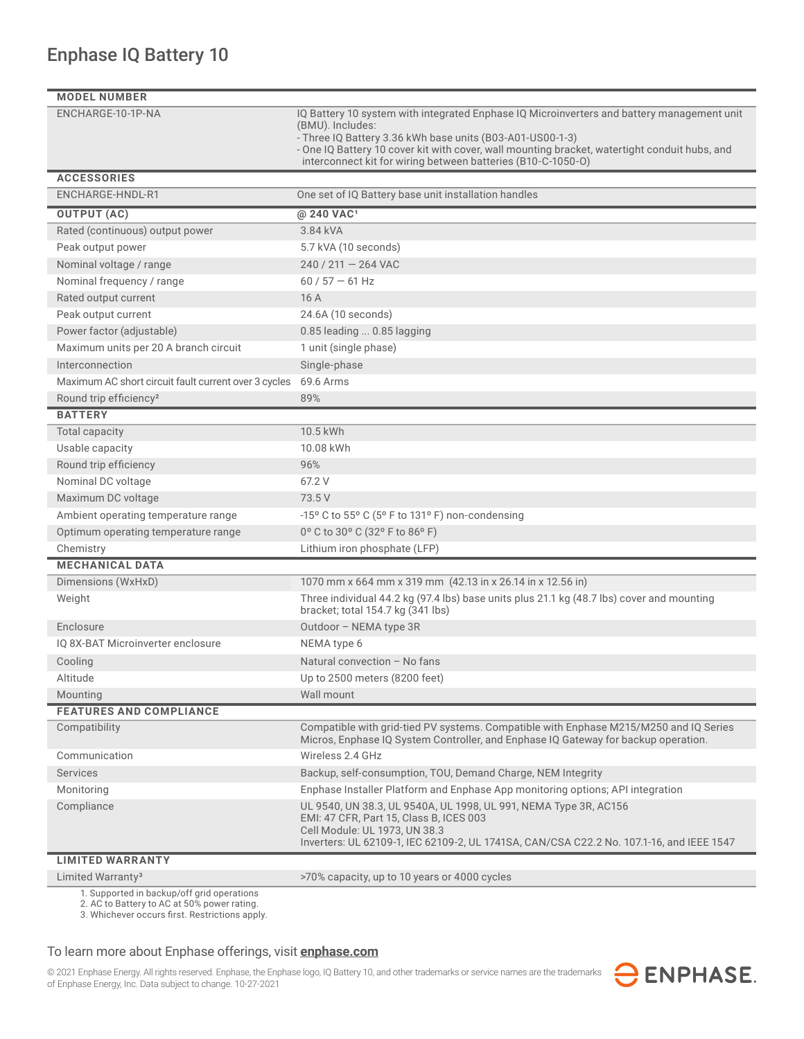## Enphase IQ Battery 10

| | |
|---|---|
| **MODEL NUMBER** | |
| ENCHARGE-10-1P-NA | IQ Battery 10 system with integrated Enphase IQ Microinverters and battery management unit (BMU). Includes:<br>- Three IQ Battery 3.36 kWh base units (B03-A01-US00-1-3)<br>- One IQ Battery 10 cover kit with cover, wall mounting bracket, watertight conduit hubs, and interconnect kit for wiring between batteries (B10-C-1050-O) |
| **ACCESSORIES** | |
| ENCHARGE-HNDL-R1 | One set of IQ Battery base unit installation handles |
| **OUTPUT (AC)** | **@ 240 VAC[1]** |
| Rated (continuous) output power | 3.84 kVA |
| Peak output power | 5.7 kVA (10 seconds) |
| Nominal voltage / range | 240 / 211 — 264 VAC |
| Nominal frequency / range | 60 / 57 — 61 Hz |
| Rated output current | 16 A |
| Peak output current | 24.6A (10 seconds) |
| Power factor (adjustable) | 0.85 leading ... 0.85 lagging |
| Maximum units per 20 A branch circuit | 1 unit (single phase) |
| Interconnection | Single-phase |
| Maximum AC short circuit fault current over 3 cycles | 69.6 Arms |
| Round trip efficiency[2] | 89% |
| **BATTERY** | |
| Total capacity | 10.5 kWh |
| Usable capacity | 10.08 kWh |
| Round trip efficiency | 96% |
| Nominal DC voltage | 67.2 V |
| Maximum DC voltage | 73.5 V |
| Ambient operating temperature range | -15º C to 55º C (5º F to 131º F) non-condensing |
| Optimum operating temperature range | 0º C to 30º C (32º F to 86º F) |
| Chemistry | Lithium iron phosphate (LFP) |
| **MECHANICAL DATA** | |
| Dimensions (WxHxD) | 1070 mm x 664 mm x 319 mm (42.13 in x 26.14 in x 12.56 in) |
| Weight | Three individual 44.2 kg (97.4 lbs) base units plus 21.1 kg (48.7 lbs) cover and mounting bracket; total 154.7 kg (341 lbs) |
| Enclosure | Outdoor – NEMA type 3R |
| IQ 8X-BAT Microinverter enclosure | NEMA type 6 |
| Cooling | Natural convection – No fans |
| Altitude | Up to 2500 meters (8200 feet) |
| Mounting | Wall mount |
| **FEATURES AND COMPLIANCE** | |
| Compatibility | Compatible with grid-tied PV systems. Compatible with Enphase M215/M250 and IQ Series Micros, Enphase IQ System Controller, and Enphase IQ Gateway for backup operation. |
| Communication | Wireless 2.4 GHz |
| Services | Backup, self-consumption, TOU, Demand Charge, NEM Integrity |
| Monitoring | Enphase Installer Platform and Enphase App monitoring options; API integration |
| Compliance | UL 9540, UN 38.3, UL 9540A, UL 1998, UL 991, NEMA Type 3R, AC156<br>EMI: 47 CFR, Part 15, Class B, ICES 003<br>Cell Module: UL 1973, UN 38.3<br>Inverters: UL 62109-1, IEC 62109-2, UL 1741SA, CAN/CSA C22.2 No. 107.1-16, and IEEE 1547 |
| **LIMITED WARRANTY** | |
| Limited Warranty[3] | >70% capacity, up to 10 years or 4000 cycles |

1. Supported in backup/off grid operations
2. AC to Battery to AC at 50% power rating.
3. Whichever occurs first. Restrictions apply.

To learn more about Enphase offerings, visit **enphase.com**

© 2021 Enphase Energy. All rights reserved. Enphase, the Enphase logo, IQ Battery 10, and other trademarks or service names are the trademarks of Enphase Energy, Inc. Data subject to change. 10-27-2021

ENPHASE.